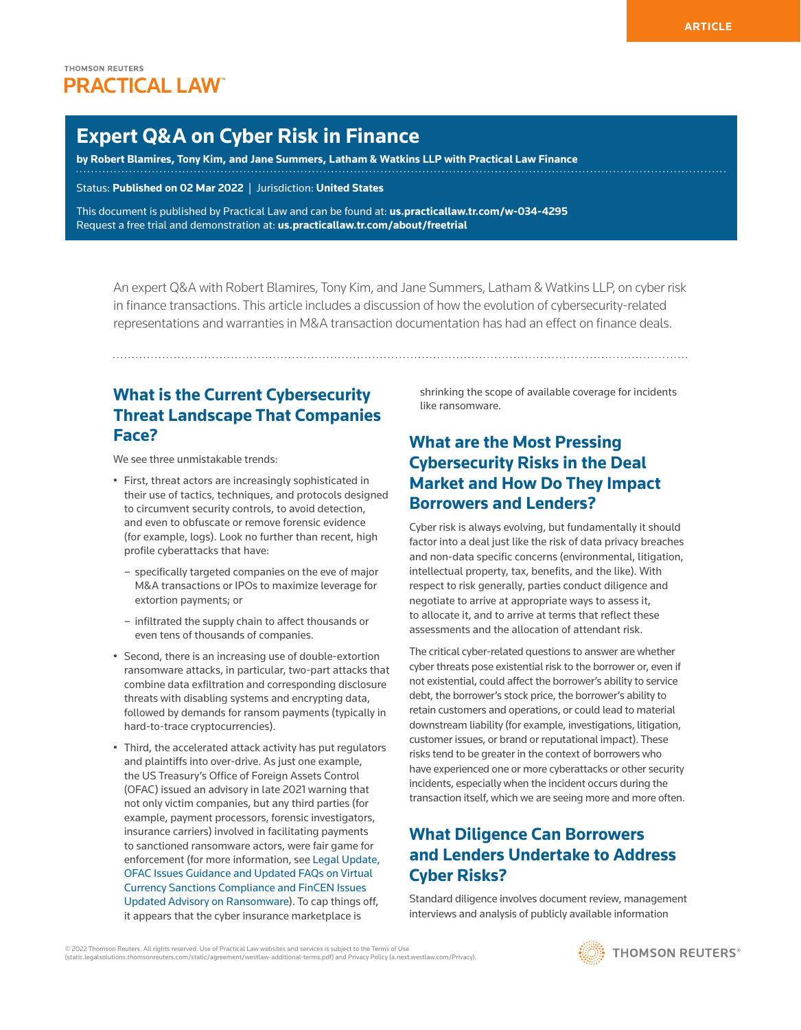# Expert Q&A on Cyber Risk in Finance

**by Robert Blamires, Tony Kim, and Jane Summers, Latham & Watkins LLP with Practical Law Finance**

Status: **Published on 02 Mar 2022** | Jurisdiction: **United States**

This document is published by Practical Law and can be found at: **us.practicallaw.tr.com/w-034-4295**
Request a free trial and demonstration at: **us.practicallaw.tr.com/about/freetrial**

An expert Q&A with Robert Blamires, Tony Kim, and Jane Summers, Latham & Watkins LLP, on cyber risk in finance transactions. This article includes a discussion of how the evolution of cybersecurity-related representations and warranties in M&A transaction documentation has had an effect on finance deals.

## What is the Current Cybersecurity Threat Landscape That Companies Face?

We see three unmistakable trends:

- First, threat actors are increasingly sophisticated in their use of tactics, techniques, and protocols designed to circumvent security controls, to avoid detection, and even to obfuscate or remove forensic evidence (for example, logs). Look no further than recent, high profile cyberattacks that have:
  - specifically targeted companies on the eve of major M&A transactions or IPOs to maximize leverage for extortion payments; or
  - infiltrated the supply chain to affect thousands or even tens of thousands of companies.
- Second, there is an increasing use of double-extortion ransomware attacks, in particular, two-part attacks that combine data exfiltration and corresponding disclosure threats with disabling systems and encrypting data, followed by demands for ransom payments (typically in hard-to-trace cryptocurrencies).
- Third, the accelerated attack activity has put regulators and plaintiffs into over-drive. As just one example, the US Treasury's Office of Foreign Assets Control (OFAC) issued an advisory in late 2021 warning that not only victim companies, but any third parties (for example, payment processors, forensic investigators, insurance carriers) involved in facilitating payments to sanctioned ransomware actors, were fair game for enforcement (for more information, see Legal Update, OFAC Issues Guidance and Updated FAQs on Virtual Currency Sanctions Compliance and FinCEN Issues Updated Advisory on Ransomware). To cap things off, it appears that the cyber insurance marketplace is shrinking the scope of available coverage for incidents like ransomware.

## What are the Most Pressing Cybersecurity Risks in the Deal Market and How Do They Impact Borrowers and Lenders?

Cyber risk is always evolving, but fundamentally it should factor into a deal just like the risk of data privacy breaches and non-data specific concerns (environmental, litigation, intellectual property, tax, benefits, and the like). With respect to risk generally, parties conduct diligence and negotiate to arrive at appropriate ways to assess it, to allocate it, and to arrive at terms that reflect these assessments and the allocation of attendant risk.

The critical cyber-related questions to answer are whether cyber threats pose existential risk to the borrower or, even if not existential, could affect the borrower's ability to service debt, the borrower's stock price, the borrower's ability to retain customers and operations, or could lead to material downstream liability (for example, investigations, litigation, customer issues, or brand or reputational impact). These risks tend to be greater in the context of borrowers who have experienced one or more cyberattacks or other security incidents, especially when the incident occurs during the transaction itself, which we are seeing more and more often.

## What Diligence Can Borrowers and Lenders Undertake to Address Cyber Risks?

Standard diligence involves document review, management interviews and analysis of publicly available information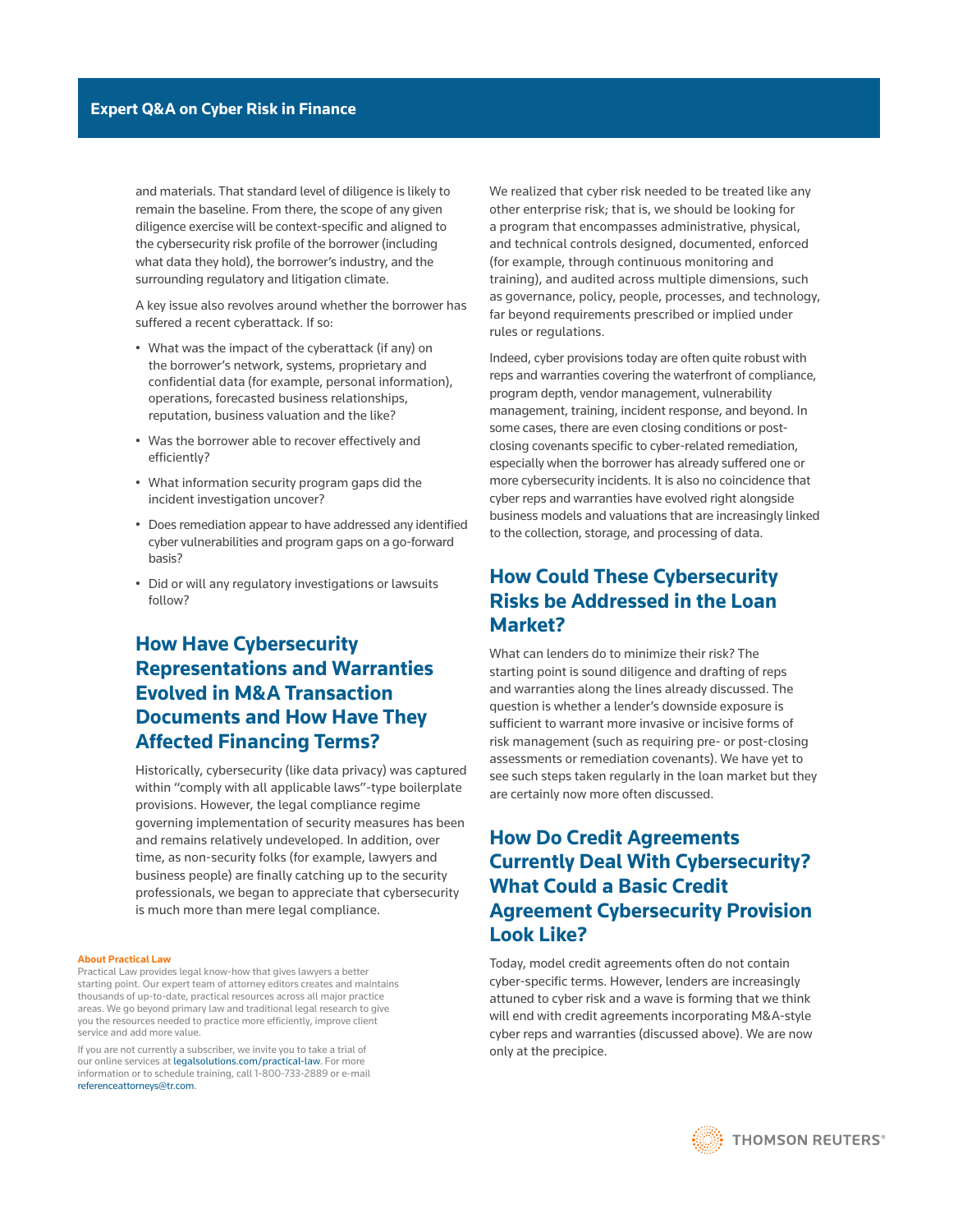and materials. That standard level of diligence is likely to remain the baseline. From there, the scope of any given diligence exercise will be context-specific and aligned to the cybersecurity risk profile of the borrower (including what data they hold), the borrower's industry, and the surrounding regulatory and litigation climate.

A key issue also revolves around whether the borrower has suffered a recent cyberattack. If so:

- What was the impact of the cyberattack (if any) on the borrower's network, systems, proprietary and confidential data (for example, personal information), operations, forecasted business relationships, reputation, business valuation and the like?
- Was the borrower able to recover effectively and efficiently?
- What information security program gaps did the incident investigation uncover?
- Does remediation appear to have addressed any identified cyber vulnerabilities and program gaps on a go-forward basis?
- Did or will any regulatory investigations or lawsuits follow?

## How Have Cybersecurity Representations and Warranties Evolved in M&A Transaction Documents and How Have They Affected Financing Terms?

Historically, cybersecurity (like data privacy) was captured within "comply with all applicable laws"-type boilerplate provisions. However, the legal compliance regime governing implementation of security measures has been and remains relatively undeveloped. In addition, over time, as non-security folks (for example, lawyers and business people) are finally catching up to the security professionals, we began to appreciate that cybersecurity is much more than mere legal compliance.

We realized that cyber risk needed to be treated like any other enterprise risk; that is, we should be looking for a program that encompasses administrative, physical, and technical controls designed, documented, enforced (for example, through continuous monitoring and training), and audited across multiple dimensions, such as governance, policy, people, processes, and technology, far beyond requirements prescribed or implied under rules or regulations.

Indeed, cyber provisions today are often quite robust with reps and warranties covering the waterfront of compliance, program depth, vendor management, vulnerability management, training, incident response, and beyond. In some cases, there are even closing conditions or post-closing covenants specific to cyber-related remediation, especially when the borrower has already suffered one or more cybersecurity incidents. It is also no coincidence that cyber reps and warranties have evolved right alongside business models and valuations that are increasingly linked to the collection, storage, and processing of data.

## How Could These Cybersecurity Risks be Addressed in the Loan Market?

What can lenders do to minimize their risk? The starting point is sound diligence and drafting of reps and warranties along the lines already discussed. The question is whether a lender's downside exposure is sufficient to warrant more invasive or incisive forms of risk management (such as requiring pre- or post-closing assessments or remediation covenants). We have yet to see such steps taken regularly in the loan market but they are certainly now more often discussed.

## How Do Credit Agreements Currently Deal With Cybersecurity? What Could a Basic Credit Agreement Cybersecurity Provision Look Like?

Today, model credit agreements often do not contain cyber-specific terms. However, lenders are increasingly attuned to cyber risk and a wave is forming that we think will end with credit agreements incorporating M&A-style cyber reps and warranties (discussed above). We are now only at the precipice.

**About Practical Law**

Practical Law provides legal know-how that gives lawyers a better starting point. Our expert team of attorney editors creates and maintains thousands of up-to-date, practical resources across all major practice areas. We go beyond primary law and traditional legal research to give you the resources needed to practice more efficiently, improve client service and add more value.

If you are not currently a subscriber, we invite you to take a trial of our online services at legalsolutions.com/practical-law. For more information or to schedule training, call 1-800-733-2889 or e-mail referenceattorneys@tr.com.